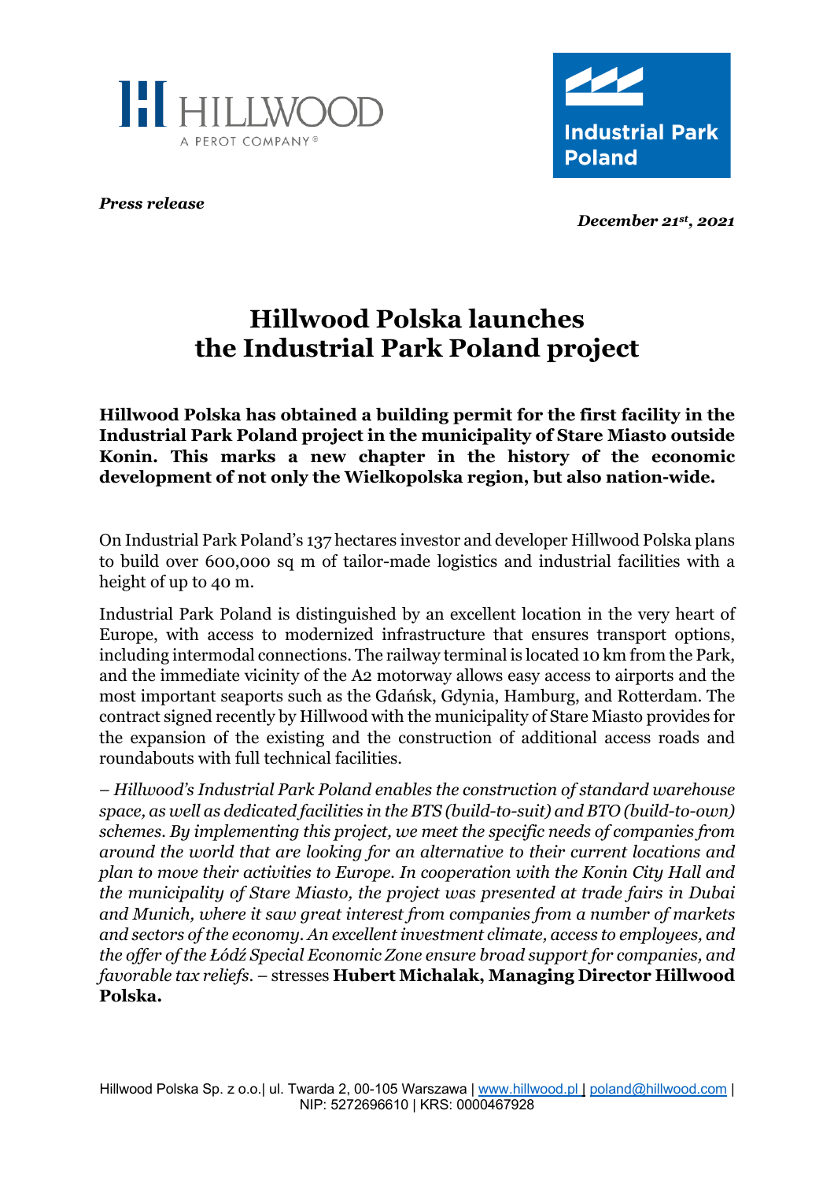*Press release*

*December 21st, 2021*

# Hillwood Polska launches the Industrial Park Poland project

**Hillwood Polska has obtained a building permit for the first facility in the Industrial Park Poland project in the municipality of Stare Miasto outside Konin. This marks a new chapter in the history of the economic development of not only the Wielkopolska region, but also nation-wide.**

On Industrial Park Poland's 137 hectares investor and developer Hillwood Polska plans to build over 600,000 sq m of tailor-made logistics and industrial facilities with a height of up to 40 m.

Industrial Park Poland is distinguished by an excellent location in the very heart of Europe, with access to modernized infrastructure that ensures transport options, including intermodal connections. The railway terminal is located 10 km from the Park, and the immediate vicinity of the A2 motorway allows easy access to airports and the most important seaports such as the Gdańsk, Gdynia, Hamburg, and Rotterdam. The contract signed recently by Hillwood with the municipality of Stare Miasto provides for the expansion of the existing and the construction of additional access roads and roundabouts with full technical facilities.

– *Hillwood's Industrial Park Poland enables the construction of standard warehouse space, as well as dedicated facilities in the BTS (build-to-suit) and BTO (build-to-own) schemes. By implementing this project, we meet the specific needs of companies from around the world that are looking for an alternative to their current locations and plan to move their activities to Europe. In cooperation with the Konin City Hall and the municipality of Stare Miasto, the project was presented at trade fairs in Dubai and Munich, where it saw great interest from companies from a number of markets and sectors of the economy. An excellent investment climate, access to employees, and the offer of the Łódź Special Economic Zone ensure broad support for companies, and favorable tax reliefs.* – stresses **Hubert Michalak, Managing Director Hillwood Polska.**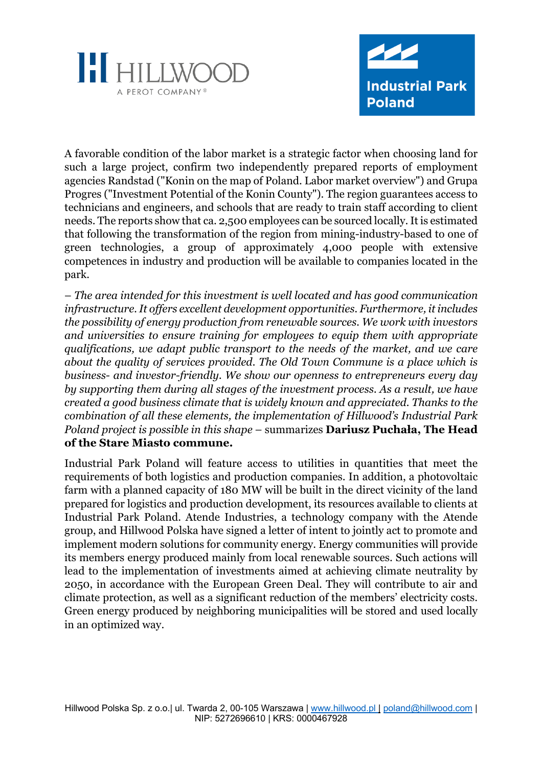A favorable condition of the labor market is a strategic factor when choosing land for such a large project, confirm two independently prepared reports of employment agencies Randstad ("Konin on the map of Poland. Labor market overview") and Grupa Progres ("Investment Potential of the Konin County"). The region guarantees access to technicians and engineers, and schools that are ready to train staff according to client needs. The reports show that ca. 2,500 employees can be sourced locally. It is estimated that following the transformation of the region from mining-industry-based to one of green technologies, a group of approximately 4,000 people with extensive competences in industry and production will be available to companies located in the park.

*– The area intended for this investment is well located and has good communication infrastructure. It offers excellent development opportunities. Furthermore, it includes the possibility of energy production from renewable sources. We work with investors and universities to ensure training for employees to equip them with appropriate qualifications, we adapt public transport to the needs of the market, and we care about the quality of services provided. The Old Town Commune is a place which is business- and investor-friendly. We show our openness to entrepreneurs every day by supporting them during all stages of the investment process. As a result, we have created a good business climate that is widely known and appreciated. Thanks to the combination of all these elements, the implementation of Hillwood's Industrial Park Poland project is possible in this shape* – summarizes **Dariusz Puchała, The Head of the Stare Miasto commune.**

Industrial Park Poland will feature access to utilities in quantities that meet the requirements of both logistics and production companies. In addition, a photovoltaic farm with a planned capacity of 180 MW will be built in the direct vicinity of the land prepared for logistics and production development, its resources available to clients at Industrial Park Poland. Atende Industries, a technology company with the Atende group, and Hillwood Polska have signed a letter of intent to jointly act to promote and implement modern solutions for community energy. Energy communities will provide its members energy produced mainly from local renewable sources. Such actions will lead to the implementation of investments aimed at achieving climate neutrality by 2050, in accordance with the European Green Deal. They will contribute to air and climate protection, as well as a significant reduction of the members' electricity costs. Green energy produced by neighboring municipalities will be stored and used locally in an optimized way.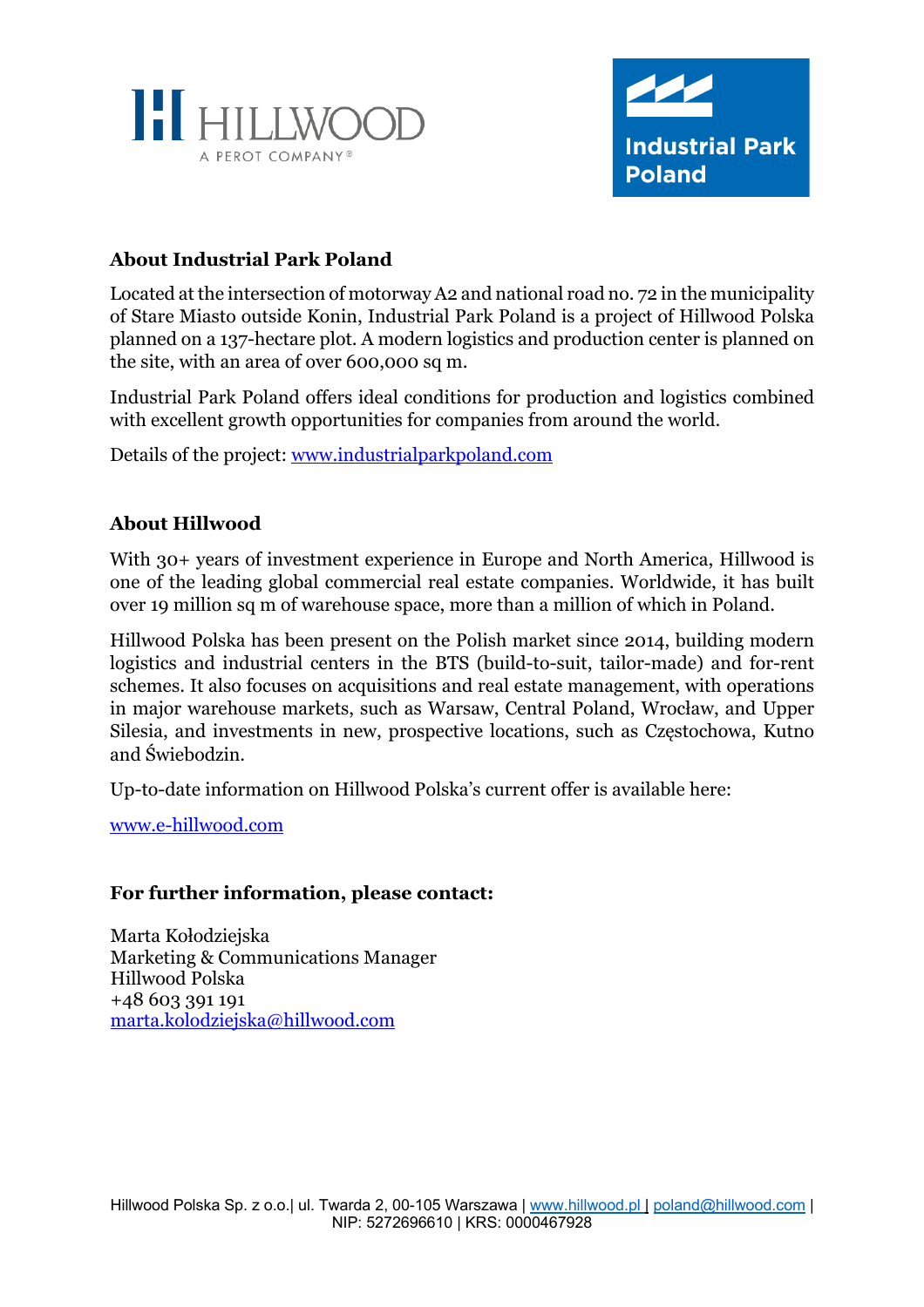## About Industrial Park Poland

Located at the intersection of motorway A2 and national road no. 72 in the municipality of Stare Miasto outside Konin, Industrial Park Poland is a project of Hillwood Polska planned on a 137-hectare plot. A modern logistics and production center is planned on the site, with an area of over 600,000 sq m.

Industrial Park Poland offers ideal conditions for production and logistics combined with excellent growth opportunities for companies from around the world.

Details of the project: [www.industrialparkpoland.com](http://www.industrialparkpoland.com)

## About Hillwood

With 30+ years of investment experience in Europe and North America, Hillwood is one of the leading global commercial real estate companies. Worldwide, it has built over 19 million sq m of warehouse space, more than a million of which in Poland.

Hillwood Polska has been present on the Polish market since 2014, building modern logistics and industrial centers in the BTS (build-to-suit, tailor-made) and for-rent schemes. It also focuses on acquisitions and real estate management, with operations in major warehouse markets, such as Warsaw, Central Poland, Wrocław, and Upper Silesia, and investments in new, prospective locations, such as Częstochowa, Kutno and Świebodzin.

Up-to-date information on Hillwood Polska's current offer is available here:

[www.e-hillwood.com](http://www.e-hillwood.com)

## For further information, please contact:

Marta Kołodziejska
Marketing & Communications Manager
Hillwood Polska
+48 603 391 191
[marta.kolodziejska@hillwood.com](mailto:marta.kolodziejska@hillwood.com)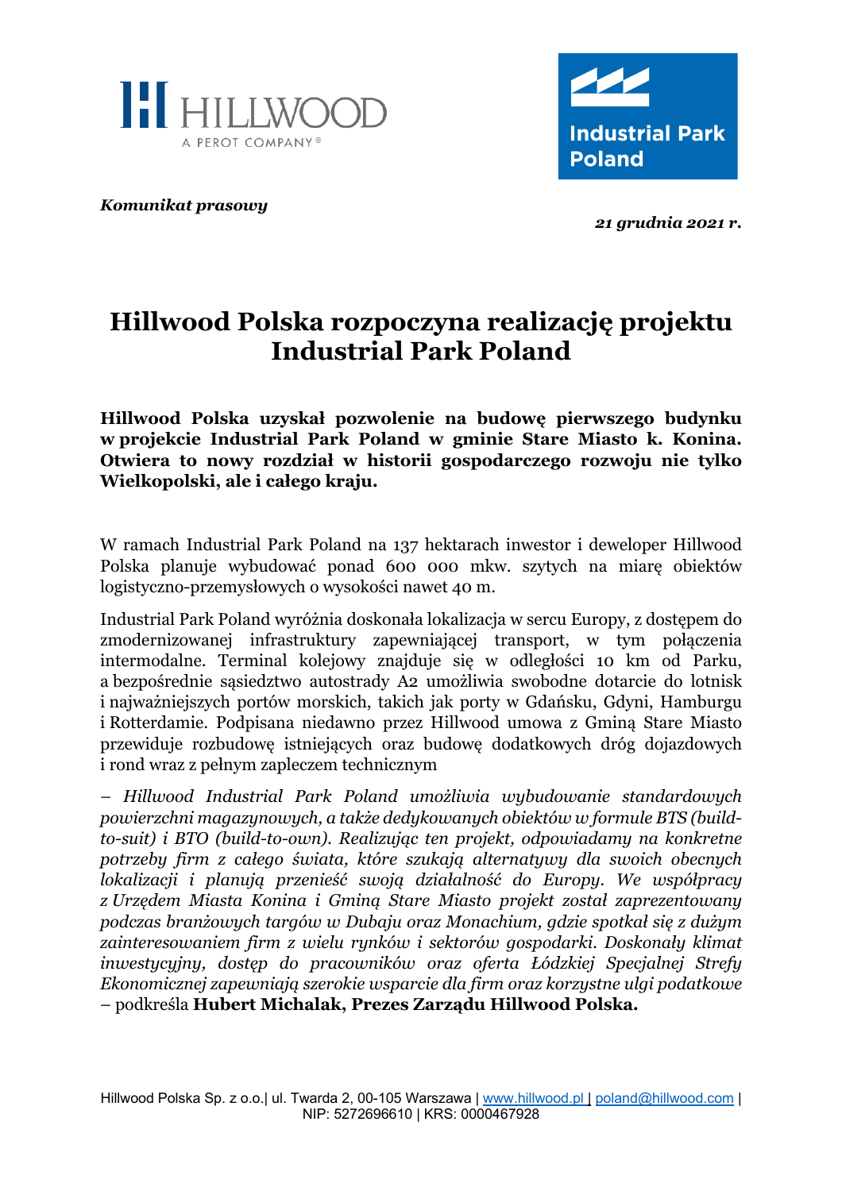*Komunikat prasowy*

*21 grudnia 2021 r.*

# Hillwood Polska rozpoczyna realizację projektu Industrial Park Poland

**Hillwood Polska uzyskał pozwolenie na budowę pierwszego budynku w projekcie Industrial Park Poland w gminie Stare Miasto k. Konina. Otwiera to nowy rozdział w historii gospodarczego rozwoju nie tylko Wielkopolski, ale i całego kraju.**

W ramach Industrial Park Poland na 137 hektarach inwestor i deweloper Hillwood Polska planuje wybudować ponad 600 000 mkw. szytych na miarę obiektów logistyczno-przemysłowych o wysokości nawet 40 m.

Industrial Park Poland wyróżnia doskonała lokalizacja w sercu Europy, z dostępem do zmodernizowanej infrastruktury zapewniającej transport, w tym połączenia intermodalne. Terminal kolejowy znajduje się w odległości 10 km od Parku, a bezpośrednie sąsiedztwo autostrady A2 umożliwia swobodne dotarcie do lotnisk i najważniejszych portów morskich, takich jak porty w Gdańsku, Gdyni, Hamburgu i Rotterdamie. Podpisana niedawno przez Hillwood umowa z Gminą Stare Miasto przewiduje rozbudowę istniejących oraz budowę dodatkowych dróg dojazdowych i rond wraz z pełnym zapleczem technicznym

– *Hillwood Industrial Park Poland umożliwia wybudowanie standardowych powierzchni magazynowych, a także dedykowanych obiektów w formule BTS (build-to-suit) i BTO (build-to-own). Realizując ten projekt, odpowiadamy na konkretne potrzeby firm z całego świata, które szukają alternatywy dla swoich obecnych lokalizacji i planują przenieść swoją działalność do Europy. We współpracy z Urzędem Miasta Konina i Gminą Stare Miasto projekt został zaprezentowany podczas branżowych targów w Dubaju oraz Monachium, gdzie spotkał się z dużym zainteresowaniem firm z wielu rynków i sektorów gospodarki. Doskonały klimat inwestycyjny, dostęp do pracowników oraz oferta Łódzkiej Specjalnej Strefy Ekonomicznej zapewniają szerokie wsparcie dla firm oraz korzystne ulgi podatkowe* – podkreśla **Hubert Michalak, Prezes Zarządu Hillwood Polska.**

Hillwood Polska Sp. z o.o.| ul. Twarda 2, 00-105 Warszawa | www.hillwood.pl | poland@hillwood.com | NIP: 5272696610 | KRS: 0000467928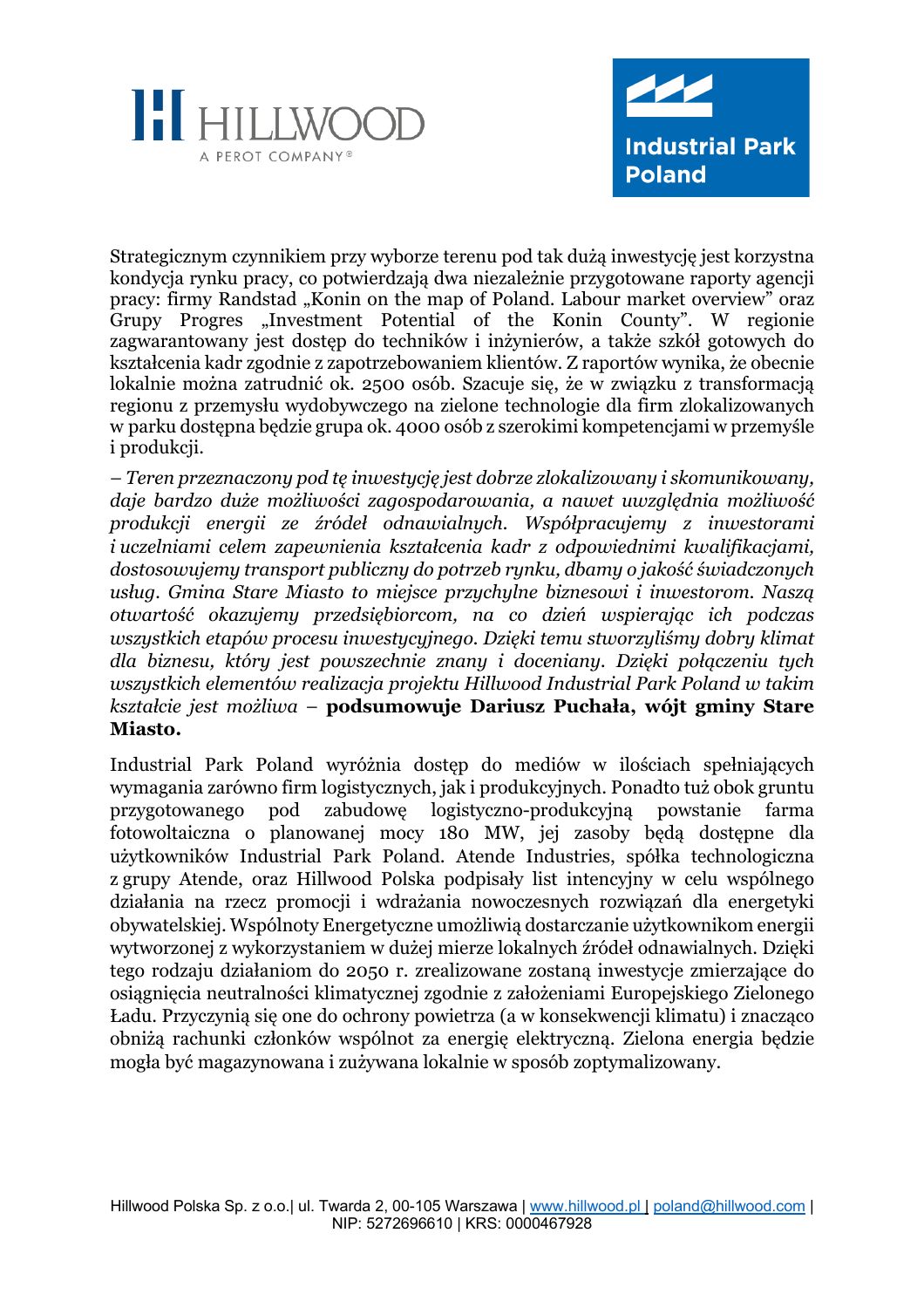Strategicznym czynnikiem przy wyborze terenu pod tak dużą inwestycję jest korzystna kondycja rynku pracy, co potwierdzają dwa niezależnie przygotowane raporty agencji pracy: firmy Randstad „Konin on the map of Poland. Labour market overview" oraz Grupy Progres „Investment Potential of the Konin County". W regionie zagwarantowany jest dostęp do techników i inżynierów, a także szkół gotowych do kształcenia kadr zgodnie z zapotrzebowaniem klientów. Z raportów wynika, że obecnie lokalnie można zatrudnić ok. 2500 osób. Szacuje się, że w związku z transformacją regionu z przemysłu wydobywczego na zielone technologie dla firm zlokalizowanych w parku dostępna będzie grupa ok. 4000 osób z szerokimi kompetencjami w przemyśle i produkcji.

*– Teren przeznaczony pod tę inwestycję jest dobrze zlokalizowany i skomunikowany, daje bardzo duże możliwości zagospodarowania, a nawet uwzględnia możliwość produkcji energii ze źródeł odnawialnych. Współpracujemy z inwestorami i uczelniami celem zapewnienia kształcenia kadr z odpowiednimi kwalifikacjami, dostosowujemy transport publiczny do potrzeb rynku, dbamy o jakość świadczonych usług. Gmina Stare Miasto to miejsce przychylne biznesowi i inwestorom. Naszą otwartość okazujemy przedsiębiorcom, na co dzień wspierając ich podczas wszystkich etapów procesu inwestycyjnego. Dzięki temu stworzyliśmy dobry klimat dla biznesu, który jest powszechnie znany i doceniany. Dzięki połączeniu tych wszystkich elementów realizacja projektu Hillwood Industrial Park Poland w takim kształcie jest możliwa* – **podsumowuje Dariusz Puchała, wójt gminy Stare Miasto.**

Industrial Park Poland wyróżnia dostęp do mediów w ilościach spełniających wymagania zarówno firm logistycznych, jak i produkcyjnych. Ponadto tuż obok gruntu przygotowanego pod zabudowę logistyczno-produkcyjną powstanie farma fotowoltaiczna o planowanej mocy 180 MW, jej zasoby będą dostępne dla użytkowników Industrial Park Poland. Atende Industries, spółka technologiczna z grupy Atende, oraz Hillwood Polska podpisały list intencyjny w celu wspólnego działania na rzecz promocji i wdrażania nowoczesnych rozwiązań dla energetyki obywatelskiej. Wspólnoty Energetyczne umożliwią dostarczanie użytkownikom energii wytworzonej z wykorzystaniem w dużej mierze lokalnych źródeł odnawialnych. Dzięki tego rodzaju działaniom do 2050 r. zrealizowane zostaną inwestycje zmierzające do osiągnięcia neutralności klimatycznej zgodnie z założeniami Europejskiego Zielonego Ładu. Przyczynią się one do ochrony powietrza (a w konsekwencji klimatu) i znacząco obniżą rachunki członków wspólnot za energię elektryczną. Zielona energia będzie mogła być magazynowana i zużywana lokalnie w sposób zoptymalizowany.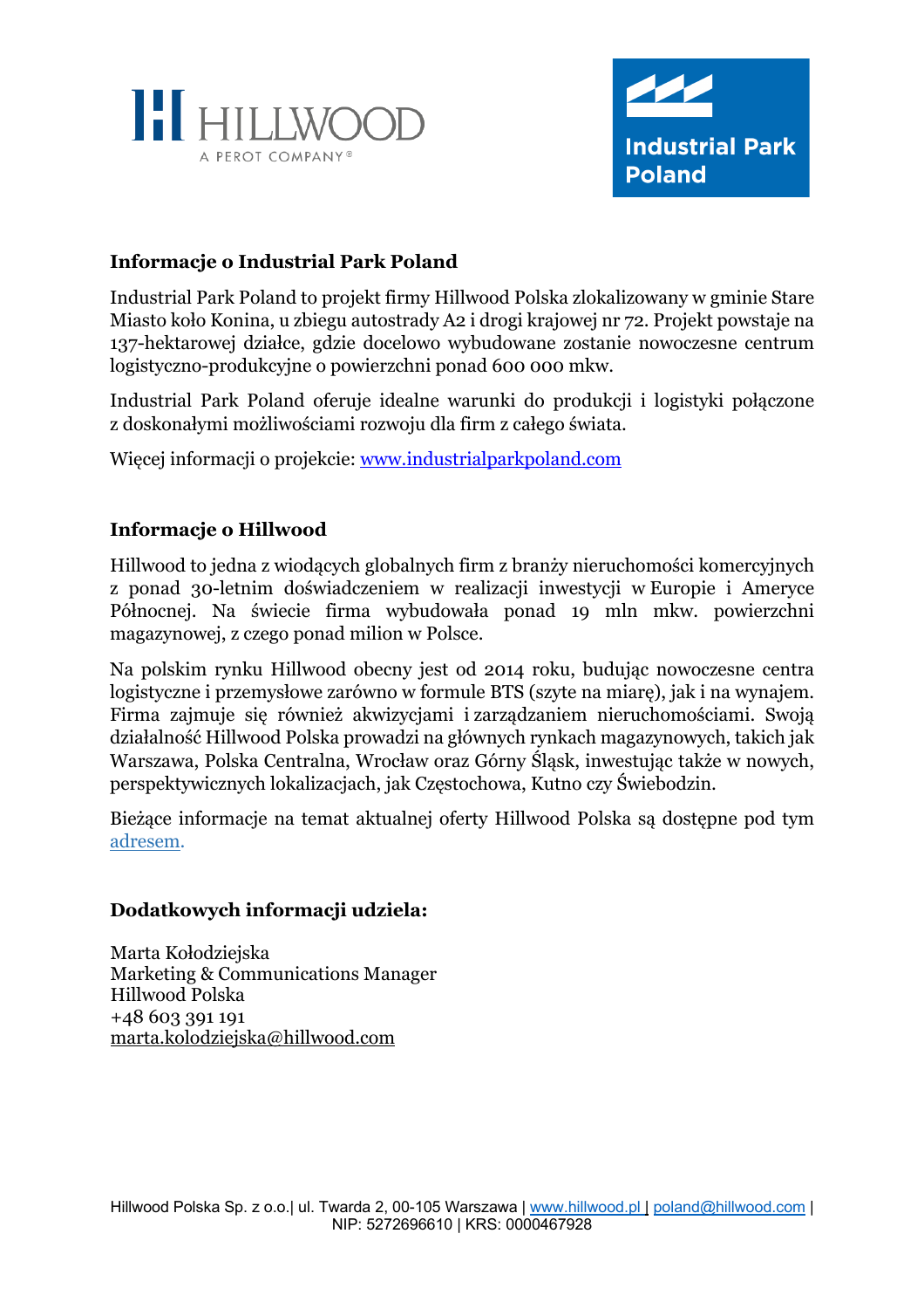## Informacje o Industrial Park Poland

Industrial Park Poland to projekt firmy Hillwood Polska zlokalizowany w gminie Stare Miasto koło Konina, u zbiegu autostrady A2 i drogi krajowej nr 72. Projekt powstaje na 137-hektarowej działce, gdzie docelowo wybudowane zostanie nowoczesne centrum logistyczno-produkcyjne o powierzchni ponad 600 000 mkw.

Industrial Park Poland oferuje idealne warunki do produkcji i logistyki połączone z doskonałymi możliwościami rozwoju dla firm z całego świata.

Więcej informacji o projekcie: [www.industrialparkpoland.com](http://www.industrialparkpoland.com)

## Informacje o Hillwood

Hillwood to jedna z wiodących globalnych firm z branży nieruchomości komercyjnych z ponad 30-letnim doświadczeniem w realizacji inwestycji w Europie i Ameryce Północnej. Na świecie firma wybudowała ponad 19 mln mkw. powierzchni magazynowej, z czego ponad milion w Polsce.

Na polskim rynku Hillwood obecny jest od 2014 roku, budując nowoczesne centra logistyczne i przemysłowe zarówno w formule BTS (szyte na miarę), jak i na wynajem. Firma zajmuje się również akwizycjami i zarządzaniem nieruchomościami. Swoją działalność Hillwood Polska prowadzi na głównych rynkach magazynowych, takich jak Warszawa, Polska Centralna, Wrocław oraz Górny Śląsk, inwestując także w nowych, perspektywicznych lokalizacjach, jak Częstochowa, Kutno czy Świebodzin.

Bieżące informacje na temat aktualnej oferty Hillwood Polska są dostępne pod tym adresem.

## Dodatkowych informacji udziela:

Marta Kołodziejska
Marketing & Communications Manager
Hillwood Polska
+48 603 391 191
marta.kolodziejska@hillwood.com

Hillwood Polska Sp. z o.o.| ul. Twarda 2, 00-105 Warszawa | www.hillwood.pl | poland@hillwood.com | NIP: 5272696610 | KRS: 0000467928